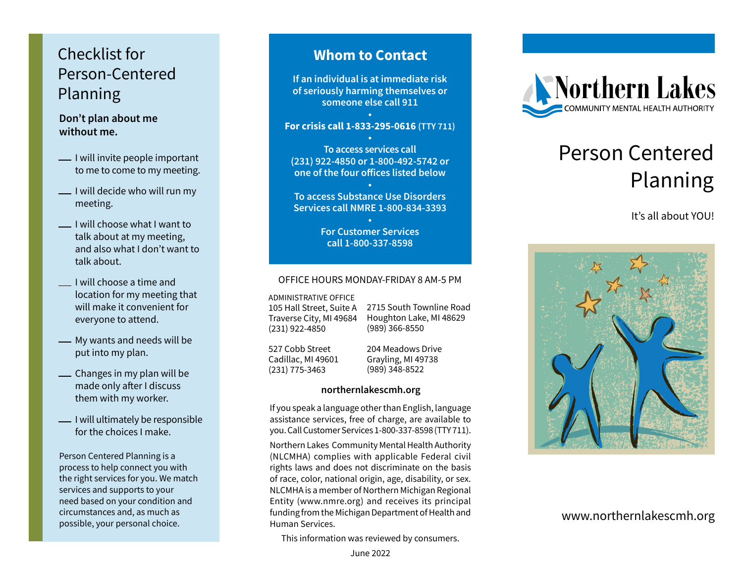# Checklist for Person-Centered Planning

**Don't plan about me without me.**

- ___ I will invite people important to me to come to my meeting.
- ___ I will decide who will run my meeting.
- ___ I will choose what I want to talk about at my meeting, and also what I don't want to talk about.
- ___ I will choose a time and location for my meeting that will make it convenient for everyone to attend.
- ___ My wants and needs will be put into my plan.
- ___ Changes in my plan will be made only after I discuss them with my worker.
- ___ I will ultimately be responsible for the choices I make.

Person Centered Planning is a process to help connect you with the right services for you. We match services and supports to your need based on your condition and circumstances and, as much as possible, your personal choice.

## Whom to Contact

**If an individual is at immediate risk of seriously harming themselves or someone else call 911**

•

**For crisis call 1-833-295-0616** (TTY 711)

•

**To access services call (231) 922-4850 or 1-800-492-5742 or one of the four offices listed below**

•

**To access Substance Use Disorders Services call NMRE 1-800-834-3393**

•

**For Customer Services call 1-800-337-8598**

OFFICE HOURS MONDAY-FRIDAY 8 AM-5 PM

ADMINISTRATIVE OFFICE
105 Hall Street, Suite A
Traverse City, MI 49684
(231) 922-4850

2715 South Townline Road
Houghton Lake, MI 48629
(989) 366-8550

527 Cobb Street
Cadillac, MI 49601
(231) 775-3463

204 Meadows Drive
Grayling, MI 49738
(989) 348-8522

**northernlakescmh.org**

If you speak a language other than English, language assistance services, free of charge, are available to you. Call Customer Services 1-800-337-8598 (TTY 711).

Northern Lakes Community Mental Health Authority (NLCMHA) complies with applicable Federal civil rights laws and does not discriminate on the basis of race, color, national origin, age, disability, or sex. NLCMHA is a member of Northern Michigan Regional Entity (www.nmre.org) and receives its principal funding from the Michigan Department of Health and Human Services.

This information was reviewed by consumers.

June 2022

Northern Lakes
COMMUNITY MENTAL HEALTH AUTHORITY

# Person Centered Planning

It's all about YOU!

www.northernlakescmh.org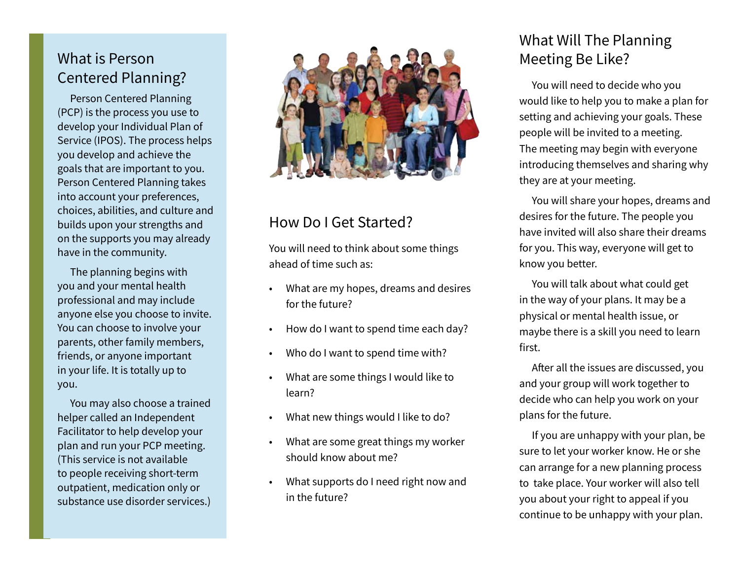## What is Person Centered Planning?

Person Centered Planning (PCP) is the process you use to develop your Individual Plan of Service (IPOS). The process helps you develop and achieve the goals that are important to you. Person Centered Planning takes into account your preferences, choices, abilities, and culture and builds upon your strengths and on the supports you may already have in the community.

The planning begins with you and your mental health professional and may include anyone else you choose to invite. You can choose to involve your parents, other family members, friends, or anyone important in your life. It is totally up to you.

You may also choose a trained helper called an Independent Facilitator to help develop your plan and run your PCP meeting. (This service is not available to people receiving short-term outpatient, medication only or substance use disorder services.)

## How Do I Get Started?

You will need to think about some things ahead of time such as:

- What are my hopes, dreams and desires for the future?
- How do I want to spend time each day?
- Who do I want to spend time with?
- What are some things I would like to learn?
- What new things would I like to do?
- What are some great things my worker should know about me?
- What supports do I need right now and in the future?

## What Will The Planning Meeting Be Like?

You will need to decide who you would like to help you to make a plan for setting and achieving your goals. These people will be invited to a meeting. The meeting may begin with everyone introducing themselves and sharing why they are at your meeting.

You will share your hopes, dreams and desires for the future. The people you have invited will also share their dreams for you. This way, everyone will get to know you better.

You will talk about what could get in the way of your plans. It may be a physical or mental health issue, or maybe there is a skill you need to learn first.

After all the issues are discussed, you and your group will work together to decide who can help you work on your plans for the future.

If you are unhappy with your plan, be sure to let your worker know. He or she can arrange for a new planning process to take place. Your worker will also tell you about your right to appeal if you continue to be unhappy with your plan.